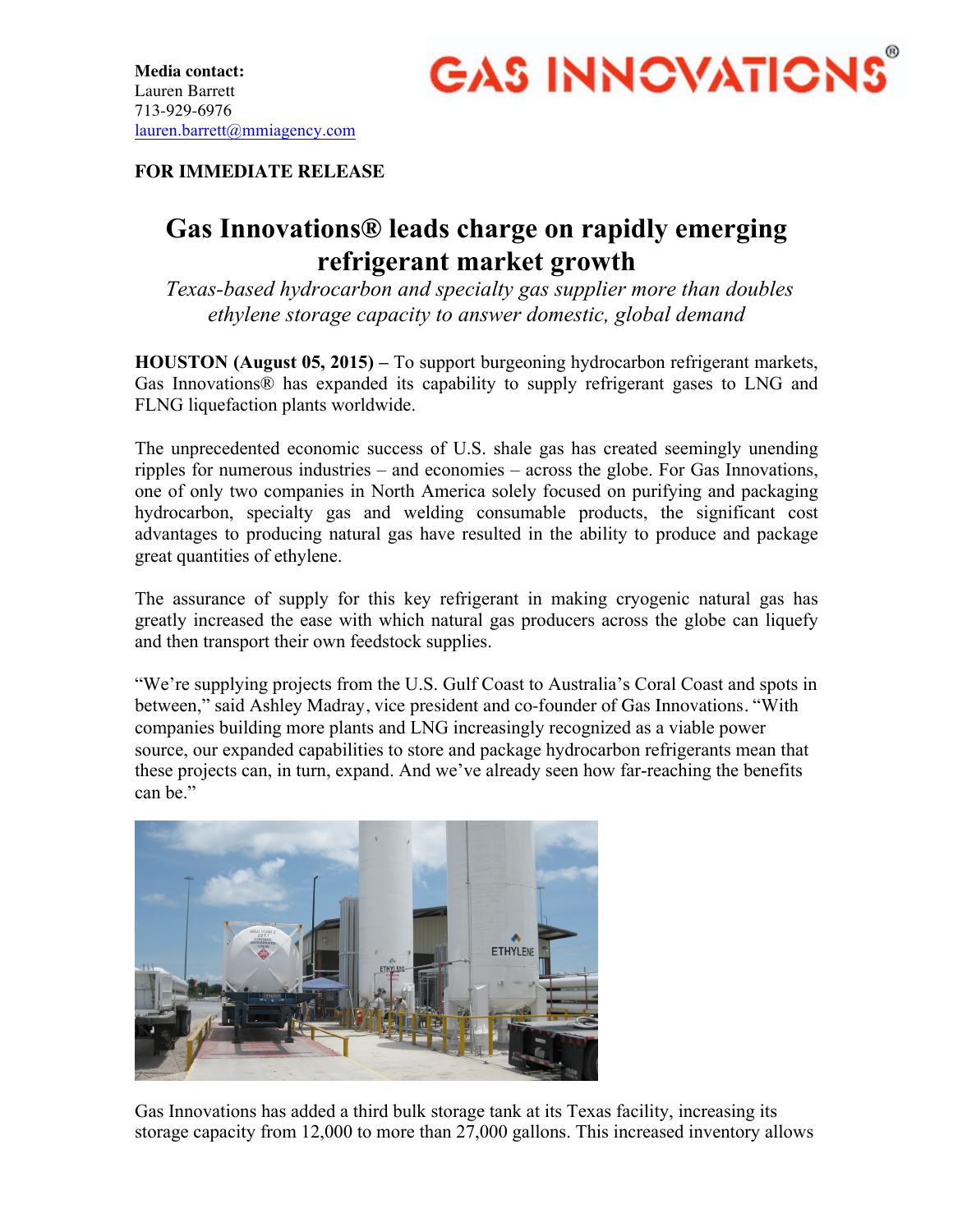**Media contact:**
Lauren Barrett
713-929-6976
lauren.barrett@mmiagency.com

GAS INNOVATIONS®

**FOR IMMEDIATE RELEASE**

# Gas Innovations® leads charge on rapidly emerging refrigerant market growth

*Texas-based hydrocarbon and specialty gas supplier more than doubles ethylene storage capacity to answer domestic, global demand*

**HOUSTON (August 05, 2015) –** To support burgeoning hydrocarbon refrigerant markets, Gas Innovations® has expanded its capability to supply refrigerant gases to LNG and FLNG liquefaction plants worldwide.

The unprecedented economic success of U.S. shale gas has created seemingly unending ripples for numerous industries – and economies – across the globe. For Gas Innovations, one of only two companies in North America solely focused on purifying and packaging hydrocarbon, specialty gas and welding consumable products, the significant cost advantages to producing natural gas have resulted in the ability to produce and package great quantities of ethylene.

The assurance of supply for this key refrigerant in making cryogenic natural gas has greatly increased the ease with which natural gas producers across the globe can liquefy and then transport their own feedstock supplies.

"We're supplying projects from the U.S. Gulf Coast to Australia's Coral Coast and spots in between," said Ashley Madray, vice president and co-founder of Gas Innovations. "With companies building more plants and LNG increasingly recognized as a viable power source, our expanded capabilities to store and package hydrocarbon refrigerants mean that these projects can, in turn, expand. And we've already seen how far-reaching the benefits can be."

Gas Innovations has added a third bulk storage tank at its Texas facility, increasing its storage capacity from 12,000 to more than 27,000 gallons. This increased inventory allows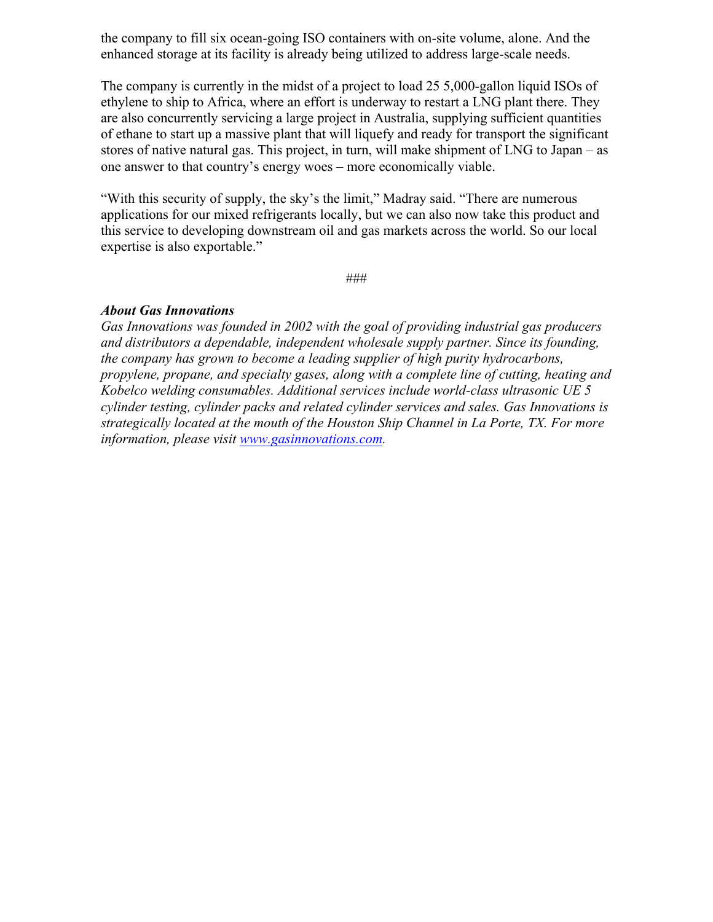the company to fill six ocean-going ISO containers with on-site volume, alone. And the enhanced storage at its facility is already being utilized to address large-scale needs.

The company is currently in the midst of a project to load 25 5,000-gallon liquid ISOs of ethylene to ship to Africa, where an effort is underway to restart a LNG plant there. They are also concurrently servicing a large project in Australia, supplying sufficient quantities of ethane to start up a massive plant that will liquefy and ready for transport the significant stores of native natural gas. This project, in turn, will make shipment of LNG to Japan – as one answer to that country's energy woes – more economically viable.

"With this security of supply, the sky's the limit," Madray said. "There are numerous applications for our mixed refrigerants locally, but we can also now take this product and this service to developing downstream oil and gas markets across the world. So our local expertise is also exportable."

###

***About Gas Innovations***

*Gas Innovations was founded in 2002 with the goal of providing industrial gas producers and distributors a dependable, independent wholesale supply partner. Since its founding, the company has grown to become a leading supplier of high purity hydrocarbons, propylene, propane, and specialty gases, along with a complete line of cutting, heating and Kobelco welding consumables. Additional services include world-class ultrasonic UE 5 cylinder testing, cylinder packs and related cylinder services and sales. Gas Innovations is strategically located at the mouth of the Houston Ship Channel in La Porte, TX. For more information, please visit [www.gasinnovations.com](www.gasinnovations.com).*